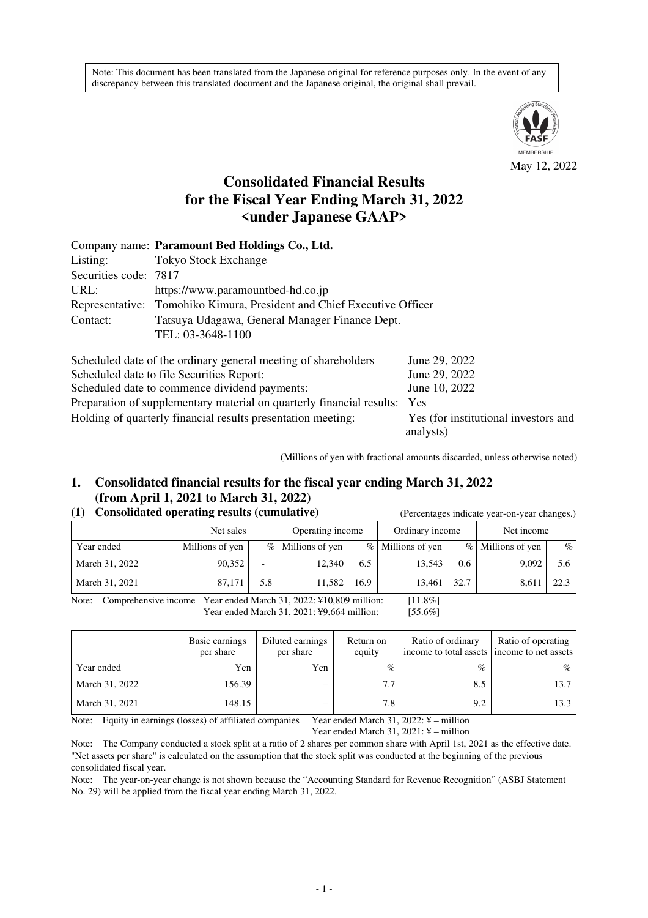Note: This document has been translated from the Japanese original for reference purposes only. In the event of any discrepancy between this translated document and the Japanese original, the original shall prevail.

May 12, 2022

# Consolidated Financial Results for the Fiscal Year Ending March 31, 2022 <under Japanese GAAP>

Company name: **Paramount Bed Holdings Co., Ltd.**
Listing: Tokyo Stock Exchange
Securities code: 7817
URL: https://www.paramountbed-hd.co.jp
Representative: Tomohiko Kimura, President and Chief Executive Officer
Contact: Tatsuya Udagawa, General Manager Finance Dept.
TEL: 03-3648-1100

Scheduled date of the ordinary general meeting of shareholders: June 29, 2022
Scheduled date to file Securities Report: June 29, 2022
Scheduled date to commence dividend payments: June 10, 2022
Preparation of supplementary material on quarterly financial results: Yes
Holding of quarterly financial results presentation meeting: Yes (for institutional investors and analysts)

(Millions of yen with fractional amounts discarded, unless otherwise noted)

## 1. Consolidated financial results for the fiscal year ending March 31, 2022 (from April 1, 2021 to March 31, 2022)

### (1) Consolidated operating results (cumulative)

(Percentages indicate year-on-year changes.)

| | Net sales | | Operating income | | Ordinary income | | Net income | |
|---|---|---|---|---|---|---|---|---|
| Year ended | Millions of yen | % | Millions of yen | % | Millions of yen | % | Millions of yen | % |
| March 31, 2022 | 90,352 | - | 12,340 | 6.5 | 13,543 | 0.6 | 9,092 | 5.6 |
| March 31, 2021 | 87,171 | 5.8 | 11,582 | 16.9 | 13,461 | 32.7 | 8,611 | 22.3 |

Note: Comprehensive income Year ended March 31, 2022: ¥10,809 million: [11.8%]
Year ended March 31, 2021: ¥9,664 million: [55.6%]

| | Basic earnings per share | Diluted earnings per share | Return on equity | Ratio of ordinary income to total assets | Ratio of operating income to net assets |
|---|---|---|---|---|---|
| Year ended | Yen | Yen | % | % | % |
| March 31, 2022 | 156.39 | – | 7.7 | 8.5 | 13.7 |
| March 31, 2021 | 148.15 | – | 7.8 | 9.2 | 13.3 |

Note: Equity in earnings (losses) of affiliated companies Year ended March 31, 2022: ¥ – million
Year ended March 31, 2021: ¥ – million

Note: The Company conducted a stock split at a ratio of 2 shares per common share with April 1st, 2021 as the effective date. "Net assets per share" is calculated on the assumption that the stock split was conducted at the beginning of the previous consolidated fiscal year.

Note: The year-on-year change is not shown because the "Accounting Standard for Revenue Recognition" (ASBJ Statement No. 29) will be applied from the fiscal year ending March 31, 2022.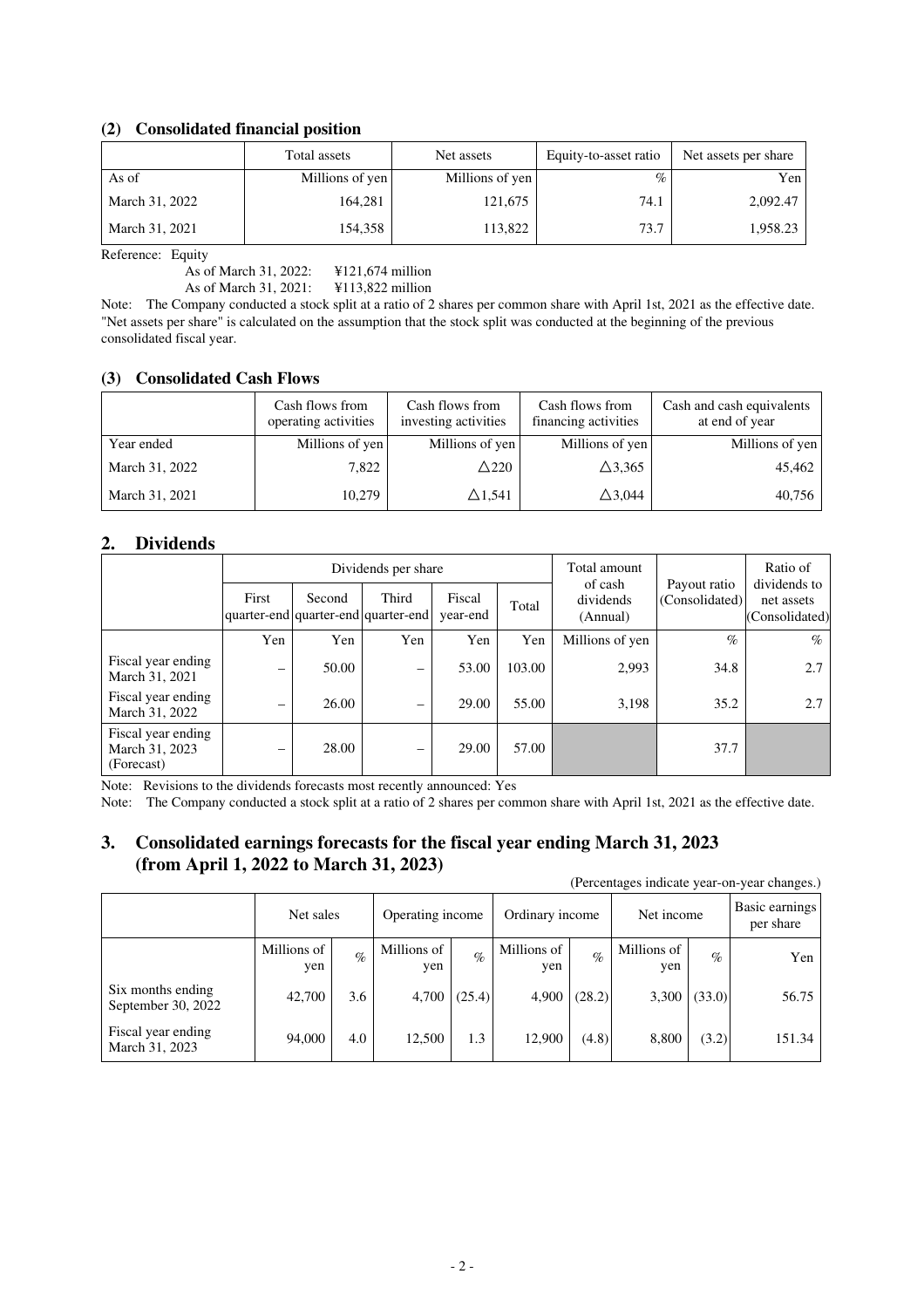### (2) Consolidated financial position

| | Total assets | Net assets | Equity-to-asset ratio | Net assets per share |
|---|---|---|---|---|
| As of | Millions of yen | Millions of yen | % | Yen |
| March 31, 2022 | 164,281 | 121,675 | 74.1 | 2,092.47 |
| March 31, 2021 | 154,358 | 113,822 | 73.7 | 1,958.23 |

Reference: Equity
As of March 31, 2022: ¥121,674 million
As of March 31, 2021: ¥113,822 million

Note: The Company conducted a stock split at a ratio of 2 shares per common share with April 1st, 2021 as the effective date. "Net assets per share" is calculated on the assumption that the stock split was conducted at the beginning of the previous consolidated fiscal year.

### (3) Consolidated Cash Flows

| | Cash flows from operating activities | Cash flows from investing activities | Cash flows from financing activities | Cash and cash equivalents at end of year |
|---|---|---|---|---|
| Year ended | Millions of yen | Millions of yen | Millions of yen | Millions of yen |
| March 31, 2022 | 7,822 | △220 | △3,365 | 45,462 |
| March 31, 2021 | 10,279 | △1,541 | △3,044 | 40,756 |

## 2. Dividends

| | Dividends per share | | | | | Total amount of cash dividends (Annual) | Payout ratio (Consolidated) | Ratio of dividends to net assets (Consolidated) |
|---|---|---|---|---|---|---|---|---|
| | First quarter-end | Second quarter-end | Third quarter-end | Fiscal year-end | Total | | | |
| | Yen | Yen | Yen | Yen | Yen | Millions of yen | % | % |
| Fiscal year ending March 31, 2021 | – | 50.00 | – | 53.00 | 103.00 | 2,993 | 34.8 | 2.7 |
| Fiscal year ending March 31, 2022 | – | 26.00 | – | 29.00 | 55.00 | 3,198 | 35.2 | 2.7 |
| Fiscal year ending March 31, 2023 (Forecast) | – | 28.00 | – | 29.00 | 57.00 | | 37.7 | |

Note: Revisions to the dividends forecasts most recently announced: Yes

Note: The Company conducted a stock split at a ratio of 2 shares per common share with April 1st, 2021 as the effective date.

## 3. Consolidated earnings forecasts for the fiscal year ending March 31, 2023 (from April 1, 2022 to March 31, 2023)

(Percentages indicate year-on-year changes.)

| | Net sales | | Operating income | | Ordinary income | | Net income | | Basic earnings per share |
|---|---|---|---|---|---|---|---|---|---|
| | Millions of yen | % | Millions of yen | % | Millions of yen | % | Millions of yen | % | Yen |
| Six months ending September 30, 2022 | 42,700 | 3.6 | 4,700 | (25.4) | 4,900 | (28.2) | 3,300 | (33.0) | 56.75 |
| Fiscal year ending March 31, 2023 | 94,000 | 4.0 | 12,500 | 1.3 | 12,900 | (4.8) | 8,800 | (3.2) | 151.34 |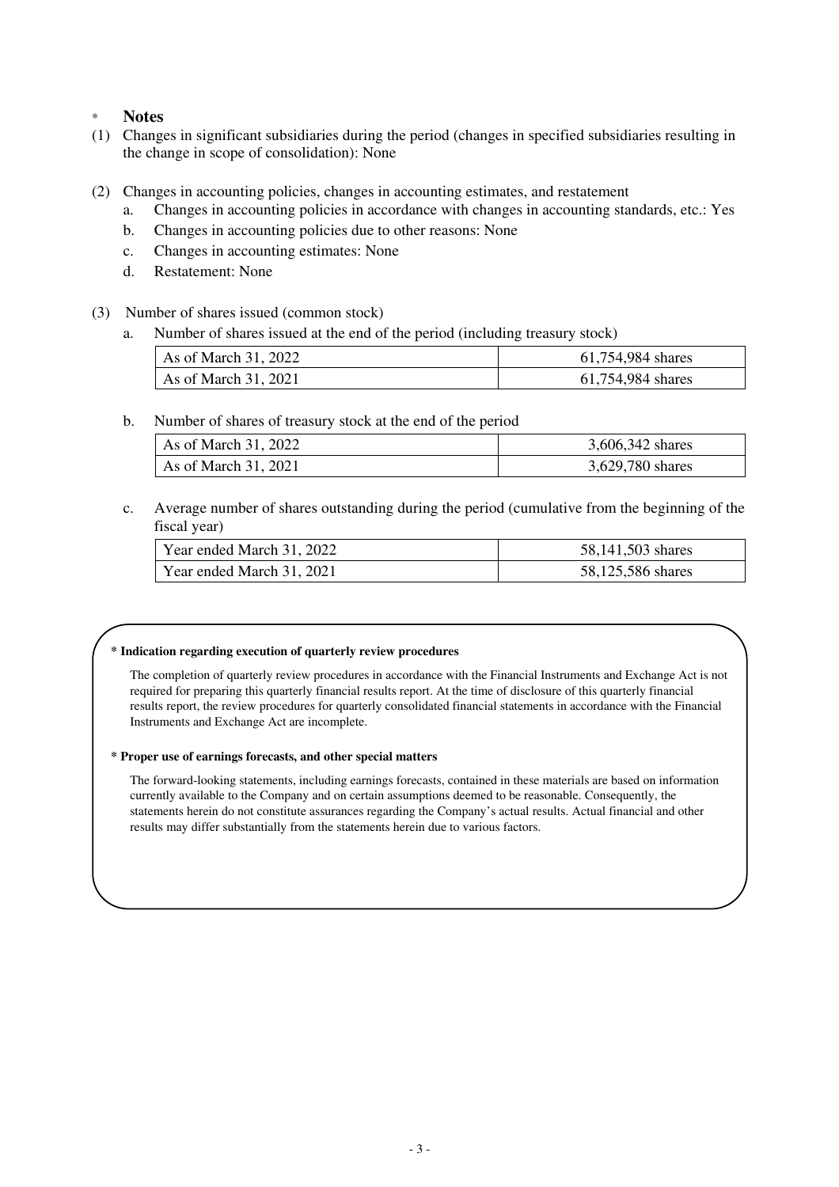## * Notes

(1) Changes in significant subsidiaries during the period (changes in specified subsidiaries resulting in the change in scope of consolidation): None

(2) Changes in accounting policies, changes in accounting estimates, and restatement
   a. Changes in accounting policies in accordance with changes in accounting standards, etc.: Yes
   b. Changes in accounting policies due to other reasons: None
   c. Changes in accounting estimates: None
   d. Restatement: None

(3) Number of shares issued (common stock)
   a. Number of shares issued at the end of the period (including treasury stock)

| | |
|---|---|
| As of March 31, 2022 | 61,754,984 shares |
| As of March 31, 2021 | 61,754,984 shares |

   b. Number of shares of treasury stock at the end of the period

| | |
|---|---|
| As of March 31, 2022 | 3,606,342 shares |
| As of March 31, 2021 | 3,629,780 shares |

   c. Average number of shares outstanding during the period (cumulative from the beginning of the fiscal year)

| | |
|---|---|
| Year ended March 31, 2022 | 58,141,503 shares |
| Year ended March 31, 2021 | 58,125,586 shares |

**\* Indication regarding execution of quarterly review procedures**

The completion of quarterly review procedures in accordance with the Financial Instruments and Exchange Act is not required for preparing this quarterly financial results report. At the time of disclosure of this quarterly financial results report, the review procedures for quarterly consolidated financial statements in accordance with the Financial Instruments and Exchange Act are incomplete.

**\* Proper use of earnings forecasts, and other special matters**

The forward-looking statements, including earnings forecasts, contained in these materials are based on information currently available to the Company and on certain assumptions deemed to be reasonable. Consequently, the statements herein do not constitute assurances regarding the Company's actual results. Actual financial and other results may differ substantially from the statements herein due to various factors.